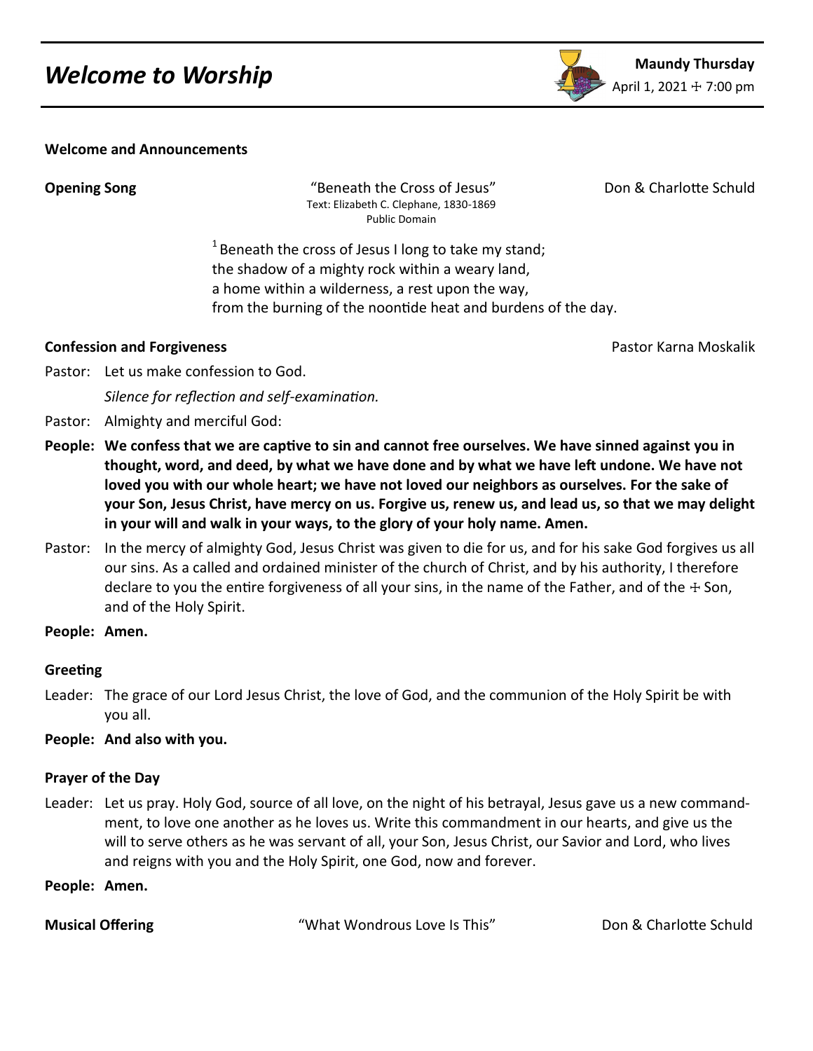# *Welcome to Worship*

**Maundy Thursday**
April 1, 2021 ☩ 7:00 pm

**Welcome and Announcements**

**Opening Song** "Beneath the Cross of Jesus" Don & Charlotte Schuld
Text: Elizabeth C. Clephane, 1830-1869
Public Domain

[1] Beneath the cross of Jesus I long to take my stand;
the shadow of a mighty rock within a weary land,
a home within a wilderness, a rest upon the way,
from the burning of the noontide heat and burdens of the day.

**Confession and Forgiveness** Pastor Karna Moskalik

Pastor: Let us make confession to God.

*Silence for reflection and self-examination.*

Pastor: Almighty and merciful God:

**People: We confess that we are captive to sin and cannot free ourselves. We have sinned against you in thought, word, and deed, by what we have done and by what we have left undone. We have not loved you with our whole heart; we have not loved our neighbors as ourselves. For the sake of your Son, Jesus Christ, have mercy on us. Forgive us, renew us, and lead us, so that we may delight in your will and walk in your ways, to the glory of your holy name. Amen.**

Pastor: In the mercy of almighty God, Jesus Christ was given to die for us, and for his sake God forgives us all our sins. As a called and ordained minister of the church of Christ, and by his authority, I therefore declare to you the entire forgiveness of all your sins, in the name of the Father, and of the ☩ Son, and of the Holy Spirit.

**People: Amen.**

**Greeting**

Leader: The grace of our Lord Jesus Christ, the love of God, and the communion of the Holy Spirit be with you all.

**People: And also with you.**

**Prayer of the Day**

Leader: Let us pray. Holy God, source of all love, on the night of his betrayal, Jesus gave us a new commandment, to love one another as he loves us. Write this commandment in our hearts, and give us the will to serve others as he was servant of all, your Son, Jesus Christ, our Savior and Lord, who lives and reigns with you and the Holy Spirit, one God, now and forever.

**People: Amen.**

**Musical Offering** "What Wondrous Love Is This" Don & Charlotte Schuld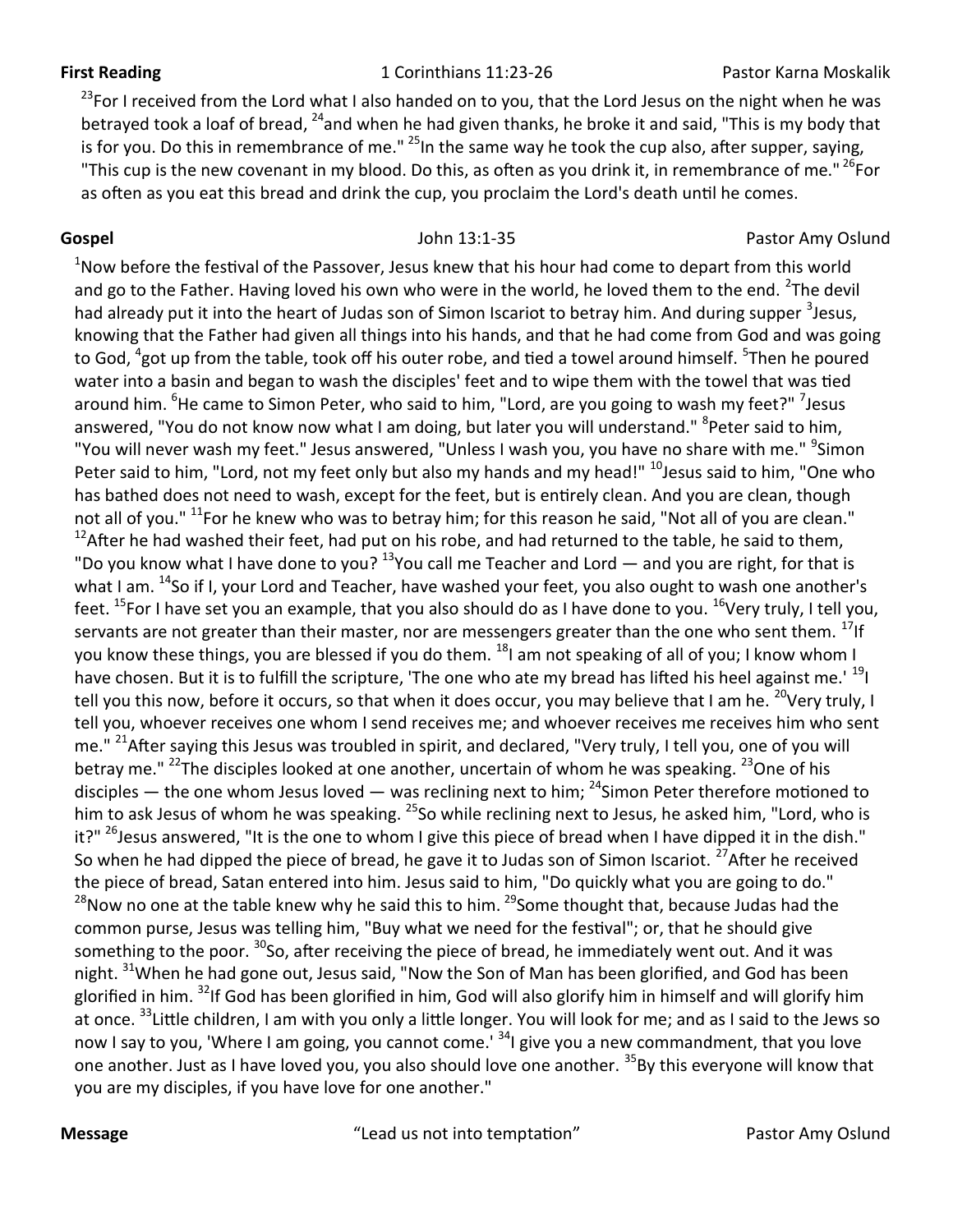**First Reading** 1 Corinthians 11:23-26 Pastor Karna Moskalik

[23]For I received from the Lord what I also handed on to you, that the Lord Jesus on the night when he was betrayed took a loaf of bread, [24]and when he had given thanks, he broke it and said, "This is my body that is for you. Do this in remembrance of me." [25]In the same way he took the cup also, after supper, saying, "This cup is the new covenant in my blood. Do this, as often as you drink it, in remembrance of me." [26]For as often as you eat this bread and drink the cup, you proclaim the Lord's death until he comes.

**Gospel** John 13:1-35 Pastor Amy Oslund

[1]Now before the festival of the Passover, Jesus knew that his hour had come to depart from this world and go to the Father. Having loved his own who were in the world, he loved them to the end. [2]The devil had already put it into the heart of Judas son of Simon Iscariot to betray him. And during supper [3]Jesus, knowing that the Father had given all things into his hands, and that he had come from God and was going to God, [4]got up from the table, took off his outer robe, and tied a towel around himself. [5]Then he poured water into a basin and began to wash the disciples' feet and to wipe them with the towel that was tied around him. [6]He came to Simon Peter, who said to him, "Lord, are you going to wash my feet?" [7]Jesus answered, "You do not know now what I am doing, but later you will understand." [8]Peter said to him, "You will never wash my feet." Jesus answered, "Unless I wash you, you have no share with me." [9]Simon Peter said to him, "Lord, not my feet only but also my hands and my head!" [10]Jesus said to him, "One who has bathed does not need to wash, except for the feet, but is entirely clean. And you are clean, though not all of you." [11]For he knew who was to betray him; for this reason he said, "Not all of you are clean." [12]After he had washed their feet, had put on his robe, and had returned to the table, he said to them, "Do you know what I have done to you? [13]You call me Teacher and Lord — and you are right, for that is what I am. [14]So if I, your Lord and Teacher, have washed your feet, you also ought to wash one another's feet. [15]For I have set you an example, that you also should do as I have done to you. [16]Very truly, I tell you, servants are not greater than their master, nor are messengers greater than the one who sent them. [17]If you know these things, you are blessed if you do them. [18]I am not speaking of all of you; I know whom I have chosen. But it is to fulfill the scripture, 'The one who ate my bread has lifted his heel against me.' [19]I tell you this now, before it occurs, so that when it does occur, you may believe that I am he. [20]Very truly, I tell you, whoever receives one whom I send receives me; and whoever receives me receives him who sent me." [21]After saying this Jesus was troubled in spirit, and declared, "Very truly, I tell you, one of you will betray me." [22]The disciples looked at one another, uncertain of whom he was speaking. [23]One of his disciples — the one whom Jesus loved — was reclining next to him; [24]Simon Peter therefore motioned to him to ask Jesus of whom he was speaking. [25]So while reclining next to Jesus, he asked him, "Lord, who is it?" [26]Jesus answered, "It is the one to whom I give this piece of bread when I have dipped it in the dish." So when he had dipped the piece of bread, he gave it to Judas son of Simon Iscariot. [27]After he received the piece of bread, Satan entered into him. Jesus said to him, "Do quickly what you are going to do." [28]Now no one at the table knew why he said this to him. [29]Some thought that, because Judas had the common purse, Jesus was telling him, "Buy what we need for the festival"; or, that he should give something to the poor. [30]So, after receiving the piece of bread, he immediately went out. And it was night. [31]When he had gone out, Jesus said, "Now the Son of Man has been glorified, and God has been glorified in him. [32]If God has been glorified in him, God will also glorify him in himself and will glorify him at once. [33]Little children, I am with you only a little longer. You will look for me; and as I said to the Jews so now I say to you, 'Where I am going, you cannot come.' [34]I give you a new commandment, that you love one another. Just as I have loved you, you also should love one another. [35]By this everyone will know that you are my disciples, if you have love for one another."

**Message** "Lead us not into temptation" Pastor Amy Oslund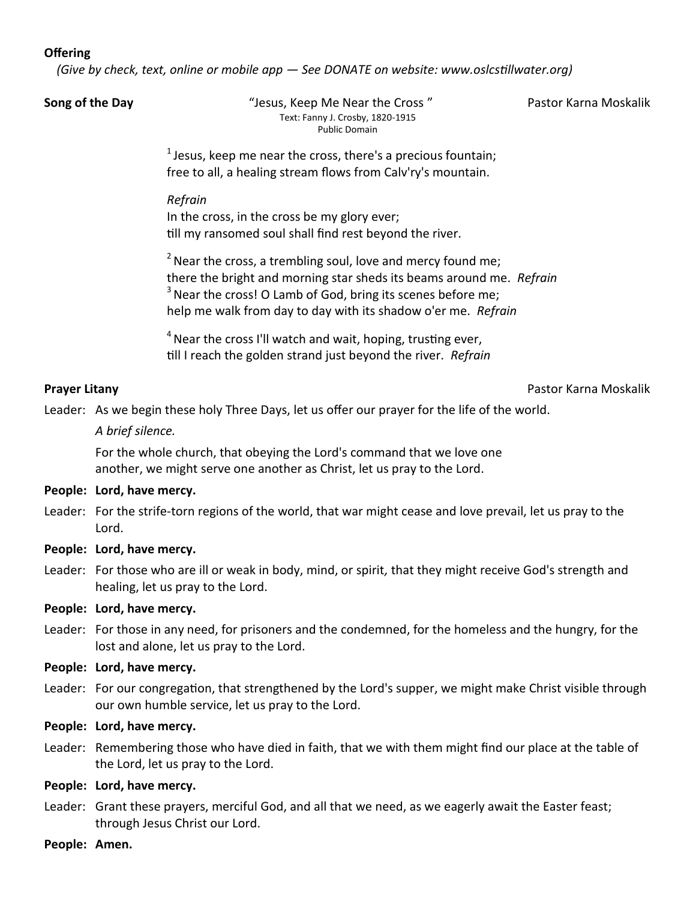**Offering**

*(Give by check, text, online or mobile app — See DONATE on website: www.oslcstillwater.org)*

**Song of the Day** "Jesus, Keep Me Near the Cross " Pastor Karna Moskalik

Text: Fanny J. Crosby, 1820-1915
Public Domain

[1] Jesus, keep me near the cross, there's a precious fountain;
free to all, a healing stream flows from Calv'ry's mountain.

*Refrain*
In the cross, in the cross be my glory ever;
till my ransomed soul shall find rest beyond the river.

[2] Near the cross, a trembling soul, love and mercy found me;
there the bright and morning star sheds its beams around me. *Refrain*
[3] Near the cross! O Lamb of God, bring its scenes before me;
help me walk from day to day with its shadow o'er me. *Refrain*

[4] Near the cross I'll watch and wait, hoping, trusting ever,
till I reach the golden strand just beyond the river. *Refrain*

**Prayer Litany** Pastor Karna Moskalik

Leader: As we begin these holy Three Days, let us offer our prayer for the life of the world.

*A brief silence.*

For the whole church, that obeying the Lord's command that we love one another, we might serve one another as Christ, let us pray to the Lord.

**People: Lord, have mercy.**

Leader: For the strife-torn regions of the world, that war might cease and love prevail, let us pray to the Lord.

**People: Lord, have mercy.**

Leader: For those who are ill or weak in body, mind, or spirit, that they might receive God's strength and healing, let us pray to the Lord.

**People: Lord, have mercy.**

Leader: For those in any need, for prisoners and the condemned, for the homeless and the hungry, for the lost and alone, let us pray to the Lord.

**People: Lord, have mercy.**

Leader: For our congregation, that strengthened by the Lord's supper, we might make Christ visible through our own humble service, let us pray to the Lord.

**People: Lord, have mercy.**

Leader: Remembering those who have died in faith, that we with them might find our place at the table of the Lord, let us pray to the Lord.

**People: Lord, have mercy.**

Leader: Grant these prayers, merciful God, and all that we need, as we eagerly await the Easter feast; through Jesus Christ our Lord.

**People: Amen.**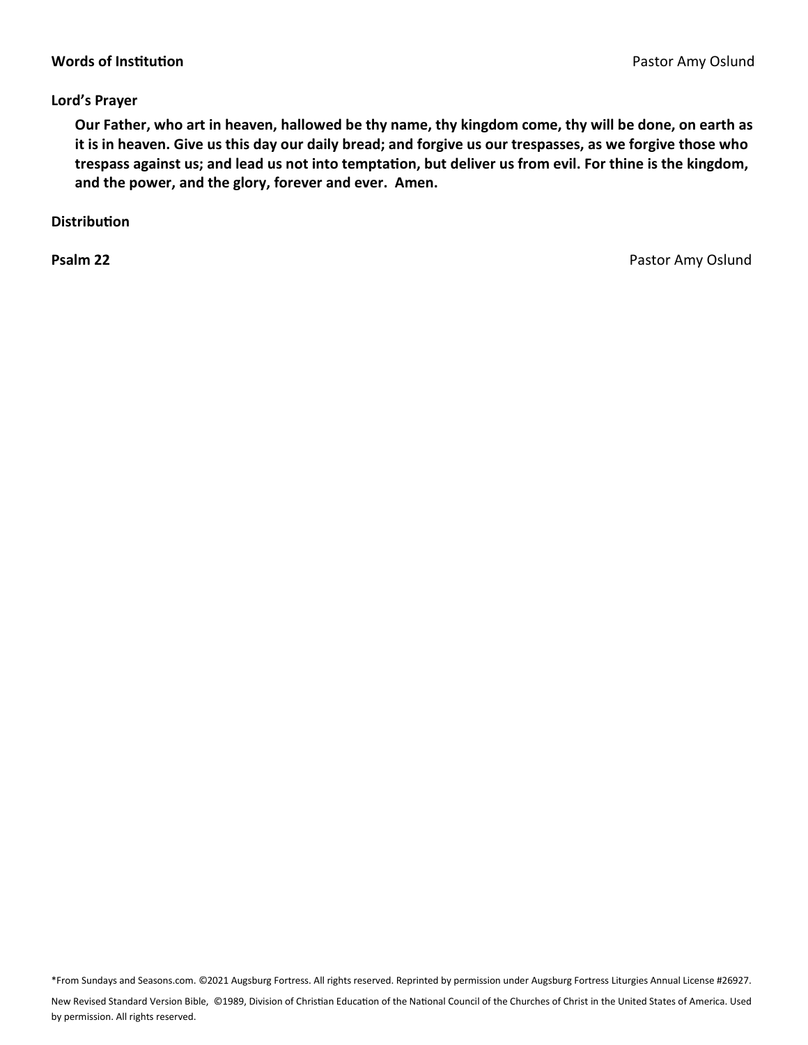**Words of Institution** Pastor Amy Oslund

**Lord's Prayer**

**Our Father, who art in heaven, hallowed be thy name, thy kingdom come, thy will be done, on earth as it is in heaven. Give us this day our daily bread; and forgive us our trespasses, as we forgive those who trespass against us; and lead us not into temptation, but deliver us from evil. For thine is the kingdom, and the power, and the glory, forever and ever. Amen.**

**Distribution**

**Psalm 22** Pastor Amy Oslund

*From Sundays and Seasons.com. ©2021 Augsburg Fortress. All rights reserved. Reprinted by permission under Augsburg Fortress Liturgies Annual License #26927.

New Revised Standard Version Bible, ©1989, Division of Christian Education of the National Council of the Churches of Christ in the United States of America. Used by permission. All rights reserved.